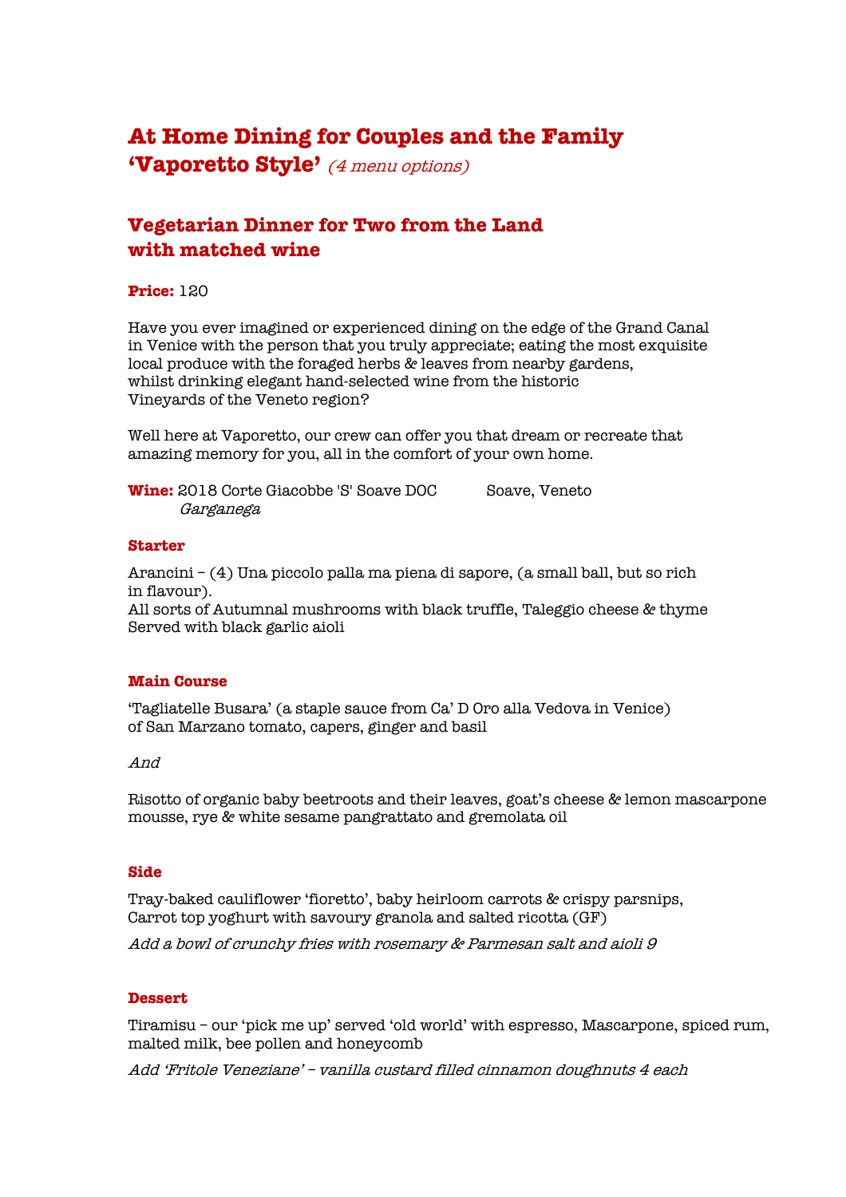# At Home Dining for Couples and the Family
# 'Vaporetto Style' *(4 menu options)*

## Vegetarian Dinner for Two from the Land with matched wine

**Price:** 120

Have you ever imagined or experienced dining on the edge of the Grand Canal in Venice with the person that you truly appreciate; eating the most exquisite local produce with the foraged herbs & leaves from nearby gardens, whilst drinking elegant hand-selected wine from the historic Vineyards of the Veneto region?

Well here at Vaporetto, our crew can offer you that dream or recreate that amazing memory for you, all in the comfort of your own home.

**Wine:** 2018 Corte Giacobbe 'S' Soave DOC — Soave, Veneto
*Garganega*

### Starter

Arancini – (4) Una piccolo palla ma piena di sapore, (a small ball, but so rich in flavour).
All sorts of Autumnal mushrooms with black truffle, Taleggio cheese & thyme
Served with black garlic aioli

### Main Course

'Tagliatelle Busara' (a staple sauce from Ca' D Oro alla Vedova in Venice) of San Marzano tomato, capers, ginger and basil

*And*

Risotto of organic baby beetroots and their leaves, goat's cheese & lemon mascarpone mousse, rye & white sesame pangrattato and gremolata oil

### Side

Tray-baked cauliflower 'fioretto', baby heirloom carrots & crispy parsnips, Carrot top yoghurt with savoury granola and salted ricotta (GF)

*Add a bowl of crunchy fries with rosemary & Parmesan salt and aioli 9*

### Dessert

Tiramisu – our 'pick me up' served 'old world' with espresso, Mascarpone, spiced rum, malted milk, bee pollen and honeycomb

*Add 'Fritole Veneziane' – vanilla custard filled cinnamon doughnuts 4 each*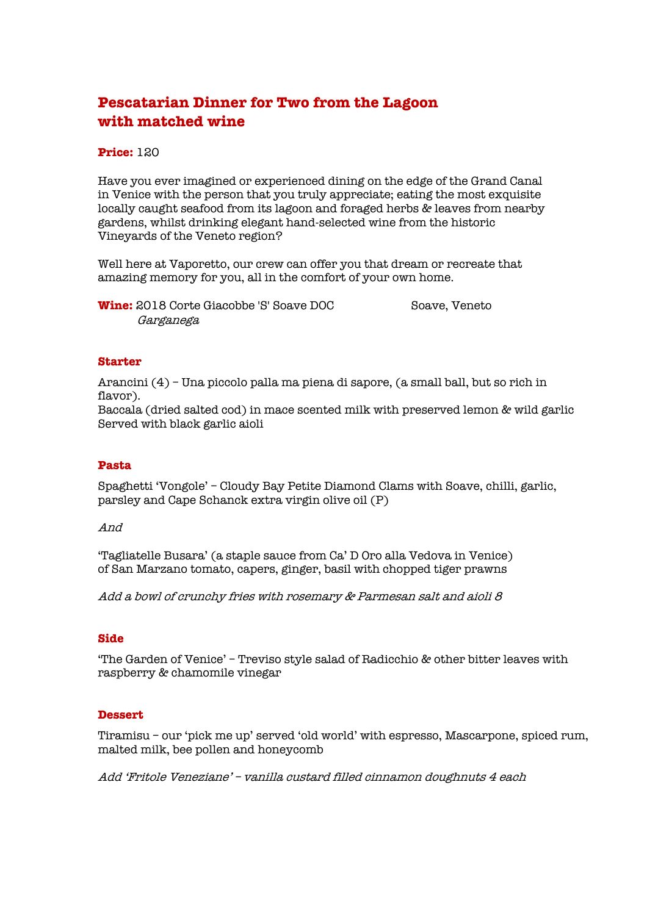# Pescatarian Dinner for Two from the Lagoon with matched wine

**Price:** 120

Have you ever imagined or experienced dining on the edge of the Grand Canal in Venice with the person that you truly appreciate; eating the most exquisite locally caught seafood from its lagoon and foraged herbs & leaves from nearby gardens, whilst drinking elegant hand-selected wine from the historic Vineyards of the Veneto region?

Well here at Vaporetto, our crew can offer you that dream or recreate that amazing memory for you, all in the comfort of your own home.

**Wine:** 2018 Corte Giacobbe 'S' Soave DOC Soave, Veneto
*Garganega*

## Starter

Arancini (4) – Una piccolo palla ma piena di sapore, (a small ball, but so rich in flavor).
Baccala (dried salted cod) in mace scented milk with preserved lemon & wild garlic
Served with black garlic aioli

## Pasta

Spaghetti 'Vongole' – Cloudy Bay Petite Diamond Clams with Soave, chilli, garlic, parsley and Cape Schanck extra virgin olive oil (P)

*And*

'Tagliatelle Busara' (a staple sauce from Ca' D Oro alla Vedova in Venice) of San Marzano tomato, capers, ginger, basil with chopped tiger prawns

*Add a bowl of crunchy fries with rosemary & Parmesan salt and aioli 8*

## Side

'The Garden of Venice' – Treviso style salad of Radicchio & other bitter leaves with raspberry & chamomile vinegar

## Dessert

Tiramisu – our 'pick me up' served 'old world' with espresso, Mascarpone, spiced rum, malted milk, bee pollen and honeycomb

*Add 'Fritole Veneziane' – vanilla custard filled cinnamon doughnuts 4 each*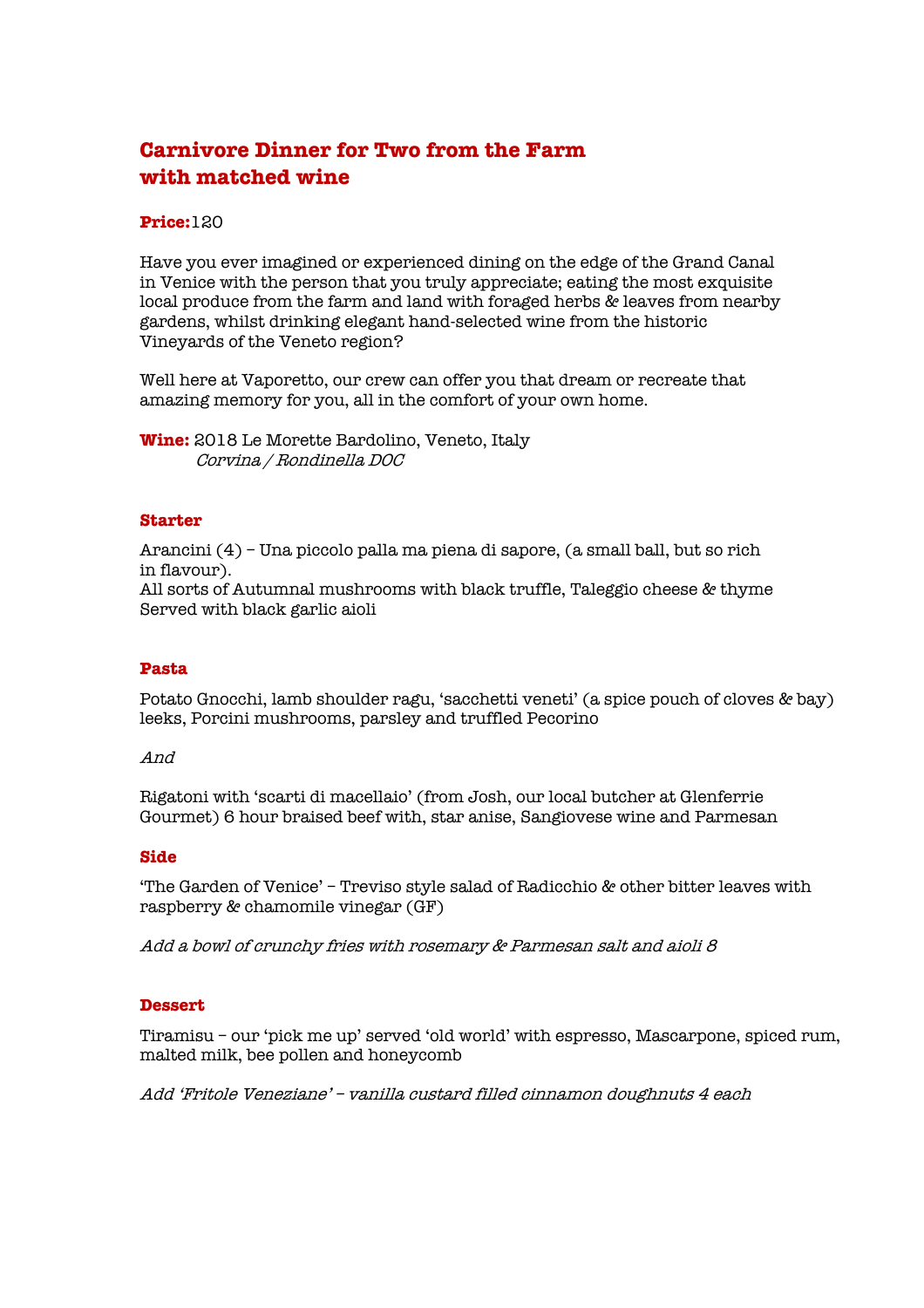# Carnivore Dinner for Two from the Farm with matched wine

**Price:** 120

Have you ever imagined or experienced dining on the edge of the Grand Canal in Venice with the person that you truly appreciate; eating the most exquisite local produce from the farm and land with foraged herbs & leaves from nearby gardens, whilst drinking elegant hand-selected wine from the historic Vineyards of the Veneto region?

Well here at Vaporetto, our crew can offer you that dream or recreate that amazing memory for you, all in the comfort of your own home.

**Wine:** 2018 Le Morette Bardolino, Veneto, Italy
*Corvina / Rondinella DOC*

## Starter

Arancini (4) – Una piccolo palla ma piena di sapore, (a small ball, but so rich in flavour).
All sorts of Autumnal mushrooms with black truffle, Taleggio cheese & thyme
Served with black garlic aioli

## Pasta

Potato Gnocchi, lamb shoulder ragu, 'sacchetti veneti' (a spice pouch of cloves & bay) leeks, Porcini mushrooms, parsley and truffled Pecorino

*And*

Rigatoni with 'scarti di macellaio' (from Josh, our local butcher at Glenferrie Gourmet) 6 hour braised beef with, star anise, Sangiovese wine and Parmesan

## Side

'The Garden of Venice' – Treviso style salad of Radicchio & other bitter leaves with raspberry & chamomile vinegar (GF)

*Add a bowl of crunchy fries with rosemary & Parmesan salt and aioli 8*

## Dessert

Tiramisu – our 'pick me up' served 'old world' with espresso, Mascarpone, spiced rum, malted milk, bee pollen and honeycomb

*Add 'Fritole Veneziane' – vanilla custard filled cinnamon doughnuts 4 each*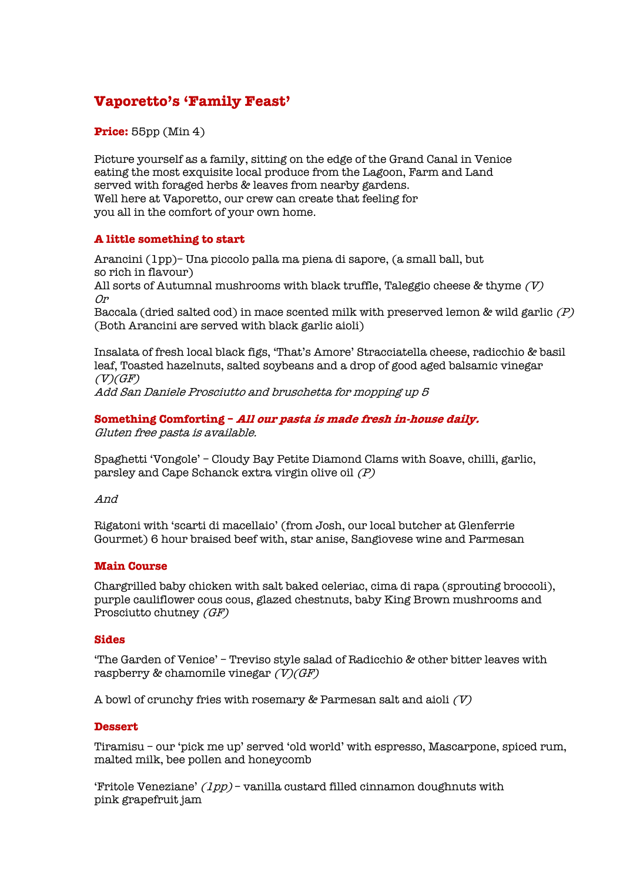## Vaporetto's 'Family Feast'

**Price:** 55pp (Min 4)

Picture yourself as a family, sitting on the edge of the Grand Canal in Venice eating the most exquisite local produce from the Lagoon, Farm and Land served with foraged herbs & leaves from nearby gardens.
Well here at Vaporetto, our crew can create that feeling for you all in the comfort of your own home.

### A little something to start

Arancini (1pp)– Una piccolo palla ma piena di sapore, (a small ball, but so rich in flavour)
All sorts of Autumnal mushrooms with black truffle, Taleggio cheese & thyme *(V)*
*Or*
Baccala (dried salted cod) in mace scented milk with preserved lemon & wild garlic *(P)*
(Both Arancini are served with black garlic aioli)

Insalata of fresh local black figs, 'That's Amore' Stracciatella cheese, radicchio & basil leaf, Toasted hazelnuts, salted soybeans and a drop of good aged balsamic vinegar *(V)(GF)*
*Add San Daniele Prosciutto and bruschetta for mopping up 5*

### Something Comforting – *All our pasta is made fresh in-house daily.*

*Gluten free pasta is available.*

Spaghetti 'Vongole' – Cloudy Bay Petite Diamond Clams with Soave, chilli, garlic, parsley and Cape Schanck extra virgin olive oil *(P)*

*And*

Rigatoni with 'scarti di macellaio' (from Josh, our local butcher at Glenferrie Gourmet) 6 hour braised beef with, star anise, Sangiovese wine and Parmesan

### Main Course

Chargrilled baby chicken with salt baked celeriac, cima di rapa (sprouting broccoli), purple cauliflower cous cous, glazed chestnuts, baby King Brown mushrooms and Prosciutto chutney *(GF)*

### Sides

'The Garden of Venice' – Treviso style salad of Radicchio & other bitter leaves with raspberry & chamomile vinegar *(V)(GF)*

A bowl of crunchy fries with rosemary & Parmesan salt and aioli *(V)*

### Dessert

Tiramisu – our 'pick me up' served 'old world' with espresso, Mascarpone, spiced rum, malted milk, bee pollen and honeycomb

'Fritole Veneziane' *(1pp)* – vanilla custard filled cinnamon doughnuts with pink grapefruit jam